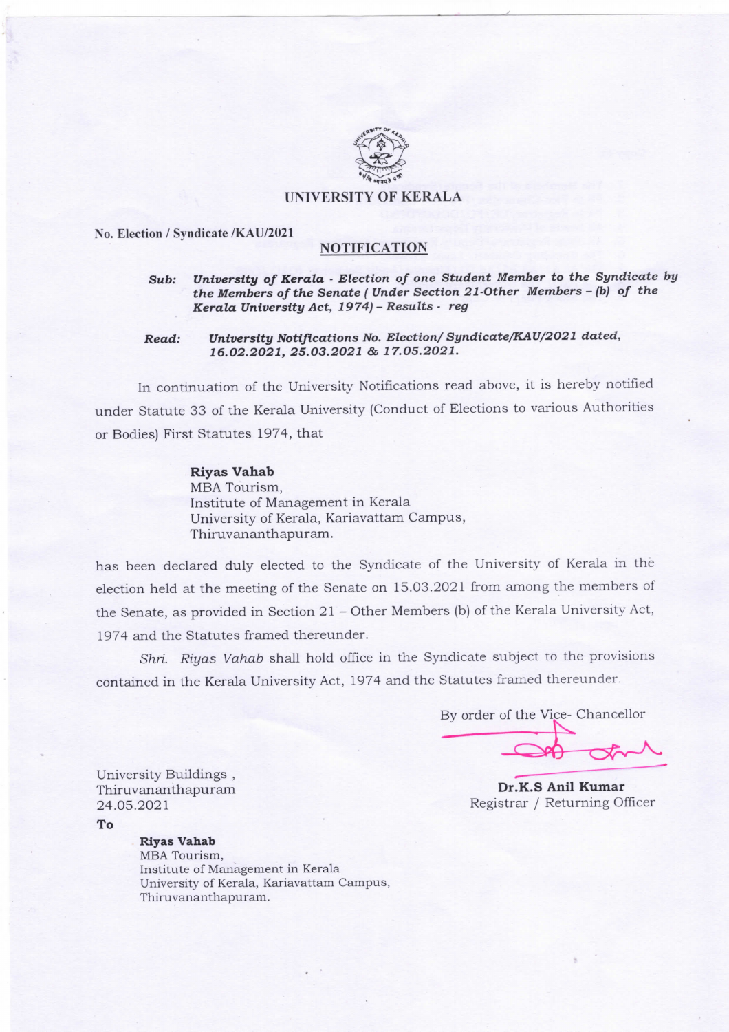# UNIVERSITY OF KERALA

No. Election / Syndicate /KAU/2021

## NOTIFICATION

***Sub:*** ***University of Kerala - Election of one Student Member to the Syndicate by the Members of the Senate ( Under Section 21-Other Members – (b) of the Kerala University Act, 1974) – Results - reg***

***Read:*** ***University Notifications No. Election/ Syndicate/KAU/2021 dated, 16.02.2021, 25.03.2021 & 17.05.2021.***

In continuation of the University Notifications read above, it is hereby notified under Statute 33 of the Kerala University (Conduct of Elections to various Authorities or Bodies) First Statutes 1974, that

**Riyas Vahab**
MBA Tourism,
Institute of Management in Kerala
University of Kerala, Kariavattam Campus,
Thiruvananthapuram.

has been declared duly elected to the Syndicate of the University of Kerala in the election held at the meeting of the Senate on 15.03.2021 from among the members of the Senate, as provided in Section 21 – Other Members (b) of the Kerala University Act, 1974 and the Statutes framed thereunder.

*Shri. Riyas Vahab* shall hold office in the Syndicate subject to the provisions contained in the Kerala University Act, 1974 and the Statutes framed thereunder.

By order of the Vice- Chancellor

**Dr.K.S Anil Kumar**
Registrar / Returning Officer

University Buildings ,
Thiruvananthapuram
24.05.2021

**To**

**Riyas Vahab**
MBA Tourism,
Institute of Management in Kerala
University of Kerala, Kariavattam Campus,
Thiruvananthapuram.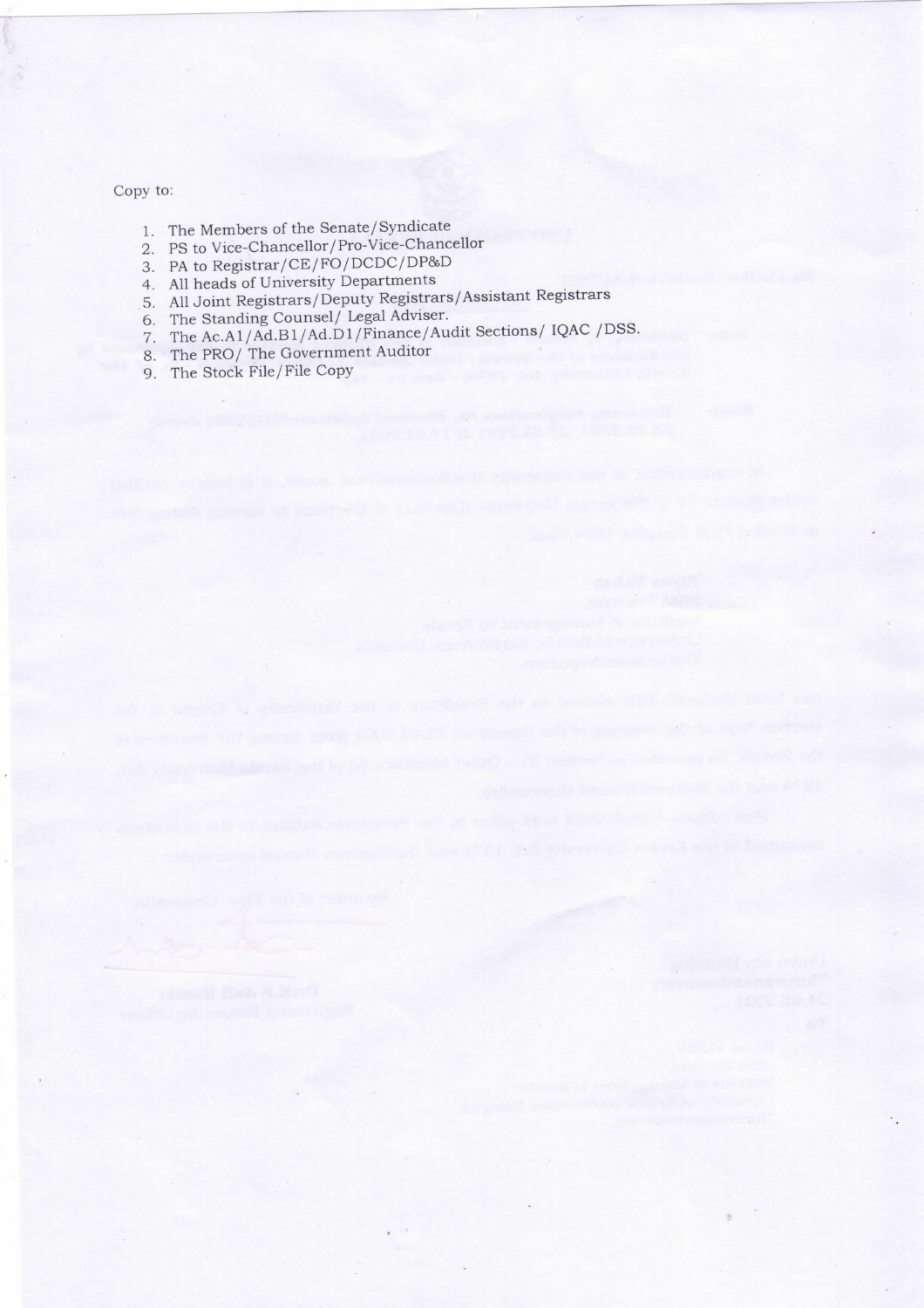Copy to:

1. The Members of the Senate/Syndicate
2. PS to Vice-Chancellor/Pro-Vice-Chancellor
3. PA to Registrar/CE/FO/DCDC/DP&D
4. All heads of University Departments
5. All Joint Registrars/Deputy Registrars/Assistant Registrars
6. The Standing Counsel/ Legal Adviser.
7. The Ac.A1/Ad.B1/Ad.D1/Finance/Audit Sections/ IQAC /DSS.
8. The PRO/ The Government Auditor
9. The Stock File/File Copy